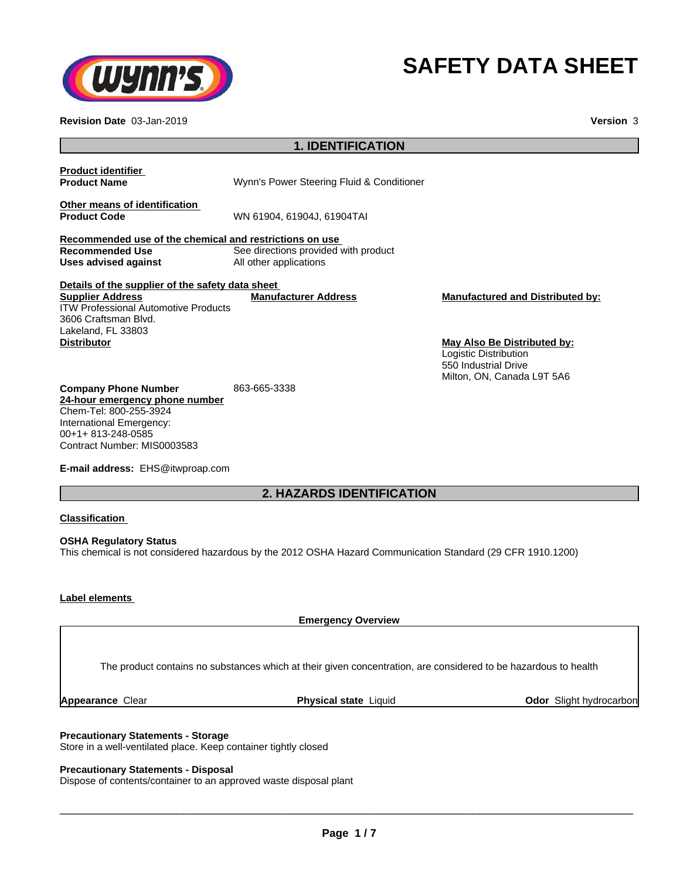# SAFETY DATA SHEET

**Revision Date** 03-Jan-2019 **Version** 3

## 1. IDENTIFICATION

**Product identifier**

**Product Name** Wynn's Power Steering Fluid & Conditioner

**Other means of identification**

**Product Code** WN 61904, 61904J, 61904TAI

**Recommended use of the chemical and restrictions on use**

**Recommended Use** See directions provided with product

**Uses advised against** All other applications

**Details of the supplier of the safety data sheet**

**Supplier Address**
ITW Professional Automotive Products
3606 Craftsman Blvd.
Lakeland, FL 33803

**Manufacturer Address**

**Manufactured and Distributed by:**

**Distributor**

**May Also Be Distributed by:**
Logistic Distribution
550 Industrial Drive
Milton, ON, Canada L9T 5A6

**Company Phone Number** 863-665-3338

**24-hour emergency phone number**
Chem-Tel: 800-255-3924
International Emergency:
00+1+ 813-248-0585
Contract Number: MIS0003583

**E-mail address:** EHS@itwproap.com

## 2. HAZARDS IDENTIFICATION

**Classification**

**OSHA Regulatory Status**
This chemical is not considered hazardous by the 2012 OSHA Hazard Communication Standard (29 CFR 1910.1200)

**Label elements**

**Emergency Overview**

The product contains no substances which at their given concentration, are considered to be hazardous to health

**Appearance** Clear **Physical state** Liquid **Odor** Slight hydrocarbon

**Precautionary Statements - Storage**
Store in a well-ventilated place. Keep container tightly closed

**Precautionary Statements - Disposal**
Dispose of contents/container to an approved waste disposal plant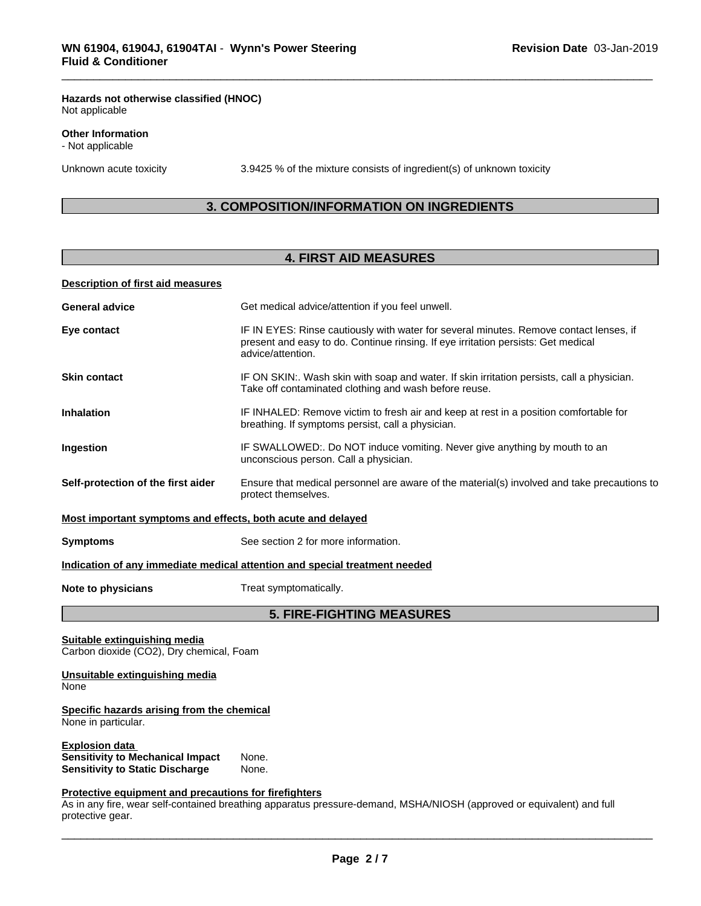**Hazards not otherwise classified (HNOC)**
Not applicable

**Other Information**
- Not applicable

Unknown acute toxicity 3.9425 % of the mixture consists of ingredient(s) of unknown toxicity

## 3. COMPOSITION/INFORMATION ON INGREDIENTS

## 4. FIRST AID MEASURES

**Description of first aid measures**

**General advice** Get medical advice/attention if you feel unwell.

**Eye contact** IF IN EYES: Rinse cautiously with water for several minutes. Remove contact lenses, if present and easy to do. Continue rinsing. If eye irritation persists: Get medical advice/attention.

**Skin contact** IF ON SKIN:. Wash skin with soap and water. If skin irritation persists, call a physician. Take off contaminated clothing and wash before reuse.

**Inhalation** IF INHALED: Remove victim to fresh air and keep at rest in a position comfortable for breathing. If symptoms persist, call a physician.

**Ingestion** IF SWALLOWED:. Do NOT induce vomiting. Never give anything by mouth to an unconscious person. Call a physician.

**Self-protection of the first aider** Ensure that medical personnel are aware of the material(s) involved and take precautions to protect themselves.

**Most important symptoms and effects, both acute and delayed**

**Symptoms** See section 2 for more information.

**Indication of any immediate medical attention and special treatment needed**

**Note to physicians** Treat symptomatically.

## 5. FIRE-FIGHTING MEASURES

**Suitable extinguishing media**
Carbon dioxide ($CO_2$), Dry chemical, Foam

**Unsuitable extinguishing media**
None

**Specific hazards arising from the chemical**
None in particular.

**Explosion data**
**Sensitivity to Mechanical Impact** None.
**Sensitivity to Static Discharge** None.

**Protective equipment and precautions for firefighters**
As in any fire, wear self-contained breathing apparatus pressure-demand, MSHA/NIOSH (approved or equivalent) and full protective gear.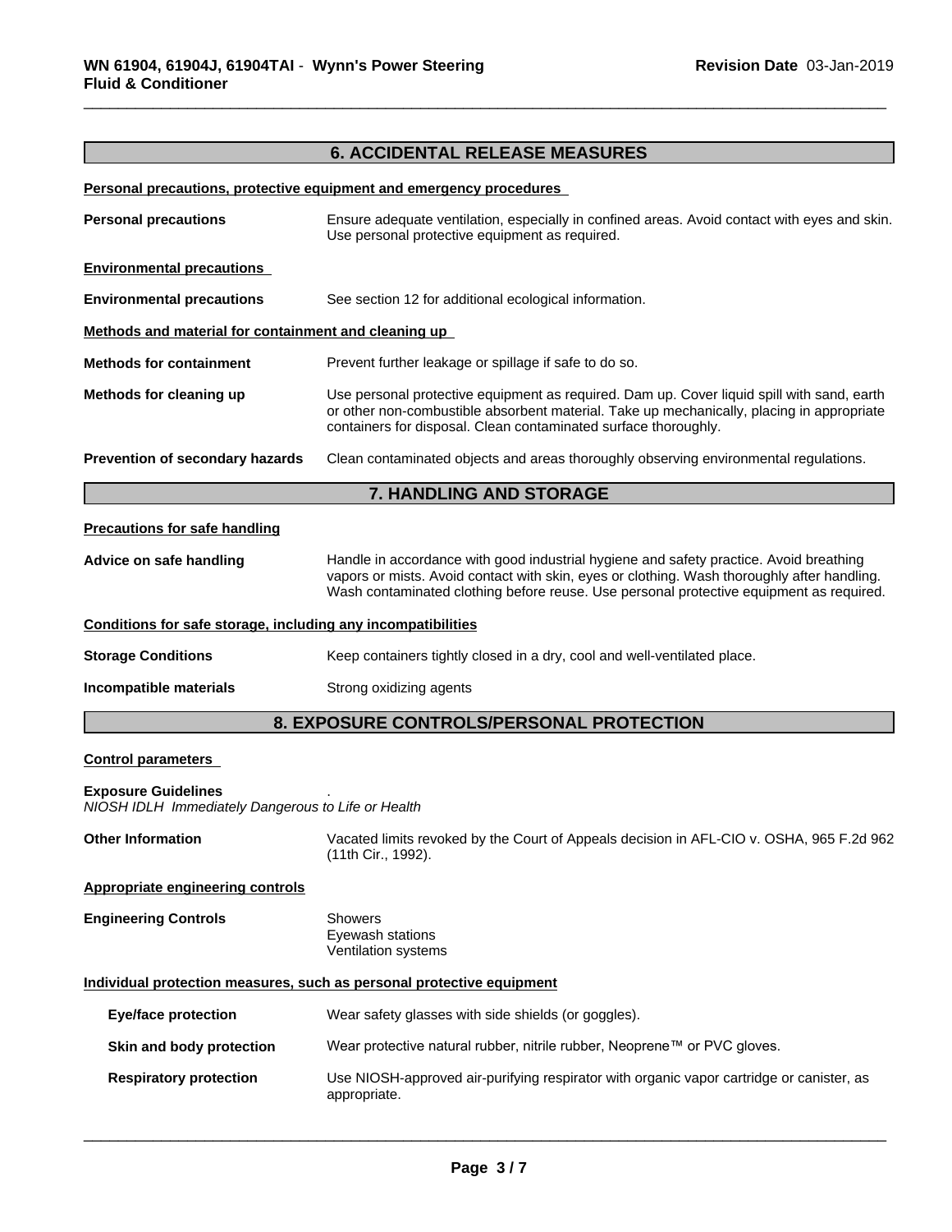## 6. ACCIDENTAL RELEASE MEASURES

**Personal precautions, protective equipment and emergency procedures**

| | |
|---|---|
| **Personal precautions** | Ensure adequate ventilation, especially in confined areas. Avoid contact with eyes and skin. Use personal protective equipment as required. |

**Environmental precautions**

| | |
|---|---|
| **Environmental precautions** | See section 12 for additional ecological information. |

**Methods and material for containment and cleaning up**

| | |
|---|---|
| **Methods for containment** | Prevent further leakage or spillage if safe to do so. |
| **Methods for cleaning up** | Use personal protective equipment as required. Dam up. Cover liquid spill with sand, earth or other non-combustible absorbent material. Take up mechanically, placing in appropriate containers for disposal. Clean contaminated surface thoroughly. |
| **Prevention of secondary hazards** | Clean contaminated objects and areas thoroughly observing environmental regulations. |

## 7. HANDLING AND STORAGE

**Precautions for safe handling**

| | |
|---|---|
| **Advice on safe handling** | Handle in accordance with good industrial hygiene and safety practice. Avoid breathing vapors or mists. Avoid contact with skin, eyes or clothing. Wash thoroughly after handling. Wash contaminated clothing before reuse. Use personal protective equipment as required. |

**Conditions for safe storage, including any incompatibilities**

| | |
|---|---|
| **Storage Conditions** | Keep containers tightly closed in a dry, cool and well-ventilated place. |
| **Incompatible materials** | Strong oxidizing agents |

## 8. EXPOSURE CONTROLS/PERSONAL PROTECTION

**Control parameters**

**Exposure Guidelines** .
*NIOSH IDLH Immediately Dangerous to Life or Health*

| | |
|---|---|
| **Other Information** | Vacated limits revoked by the Court of Appeals decision in AFL-CIO v. OSHA, 965 F.2d 962 (11th Cir., 1992). |

**Appropriate engineering controls**

| | |
|---|---|
| **Engineering Controls** | Showers<br>Eyewash stations<br>Ventilation systems |

**Individual protection measures, such as personal protective equipment**

| | |
|---|---|
| **Eye/face protection** | Wear safety glasses with side shields (or goggles). |
| **Skin and body protection** | Wear protective natural rubber, nitrile rubber, Neoprene™ or PVC gloves. |
| **Respiratory protection** | Use NIOSH-approved air-purifying respirator with organic vapor cartridge or canister, as appropriate. |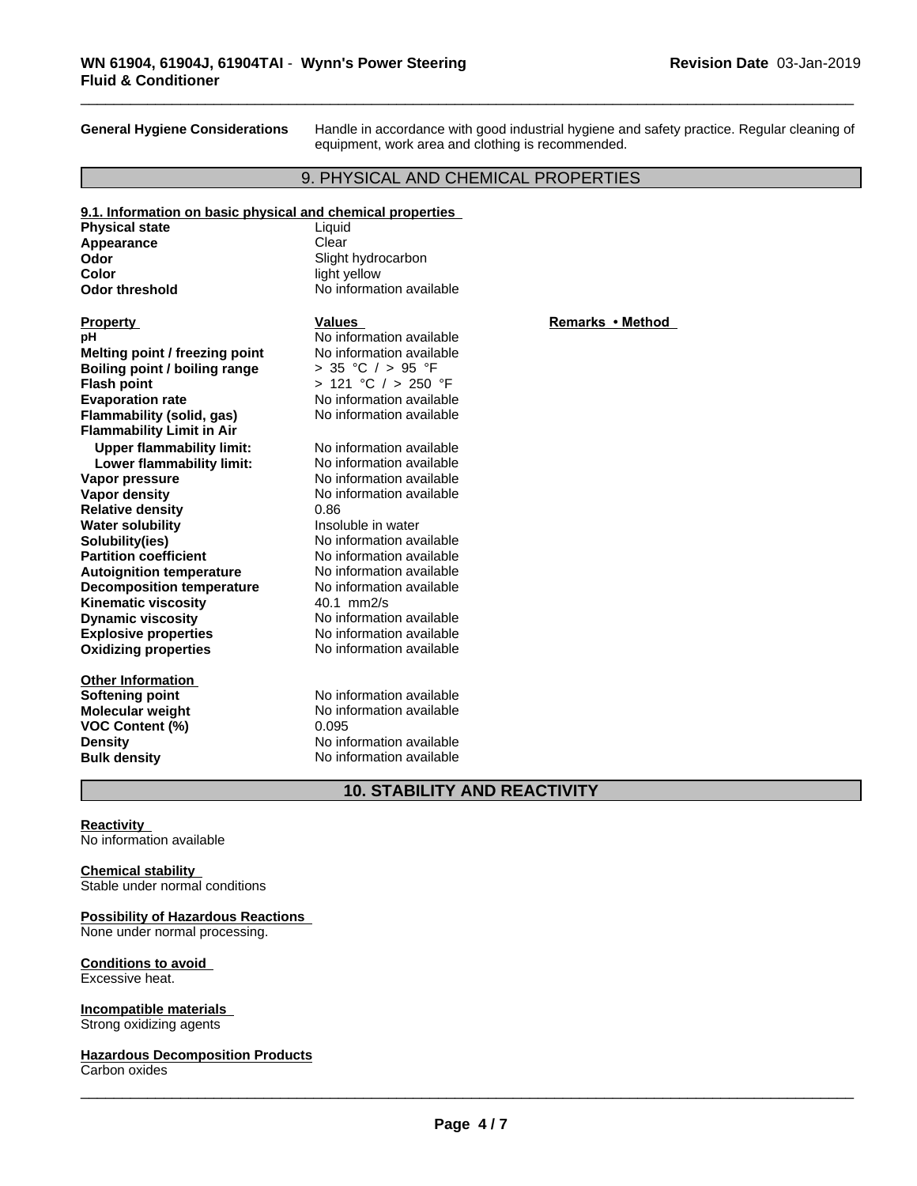**General Hygiene Considerations** Handle in accordance with good industrial hygiene and safety practice. Regular cleaning of equipment, work area and clothing is recommended.

## 9. PHYSICAL AND CHEMICAL PROPERTIES

**9.1. Information on basic physical and chemical properties**

| | |
|---|---|
| **Physical state** | Liquid |
| **Appearance** | Clear |
| **Odor** | Slight hydrocarbon |
| **Color** | light yellow |
| **Odor threshold** | No information available |

| Property | Values | Remarks • Method |
|---|---|---|
| **pH** | No information available | |
| **Melting point / freezing point** | No information available | |
| **Boiling point / boiling range** | > 35 °C / > 95 °F | |
| **Flash point** | > 121 °C / > 250 °F | |
| **Evaporation rate** | No information available | |
| **Flammability (solid, gas)** | No information available | |
| **Flammability Limit in Air** | | |
| **Upper flammability limit:** | No information available | |
| **Lower flammability limit:** | No information available | |
| **Vapor pressure** | No information available | |
| **Vapor density** | No information available | |
| **Relative density** | 0.86 | |
| **Water solubility** | Insoluble in water | |
| **Solubility(ies)** | No information available | |
| **Partition coefficient** | No information available | |
| **Autoignition temperature** | No information available | |
| **Decomposition temperature** | No information available | |
| **Kinematic viscosity** | 40.1 mm2/s | |
| **Dynamic viscosity** | No information available | |
| **Explosive properties** | No information available | |
| **Oxidizing properties** | No information available | |

**Other Information**

| | |
|---|---|
| **Softening point** | No information available |
| **Molecular weight** | No information available |
| **VOC Content (%)** | 0.095 |
| **Density** | No information available |
| **Bulk density** | No information available |

## 10. STABILITY AND REACTIVITY

**Reactivity**
No information available

**Chemical stability**
Stable under normal conditions

**Possibility of Hazardous Reactions**
None under normal processing.

**Conditions to avoid**
Excessive heat.

**Incompatible materials**
Strong oxidizing agents

**Hazardous Decomposition Products**
Carbon oxides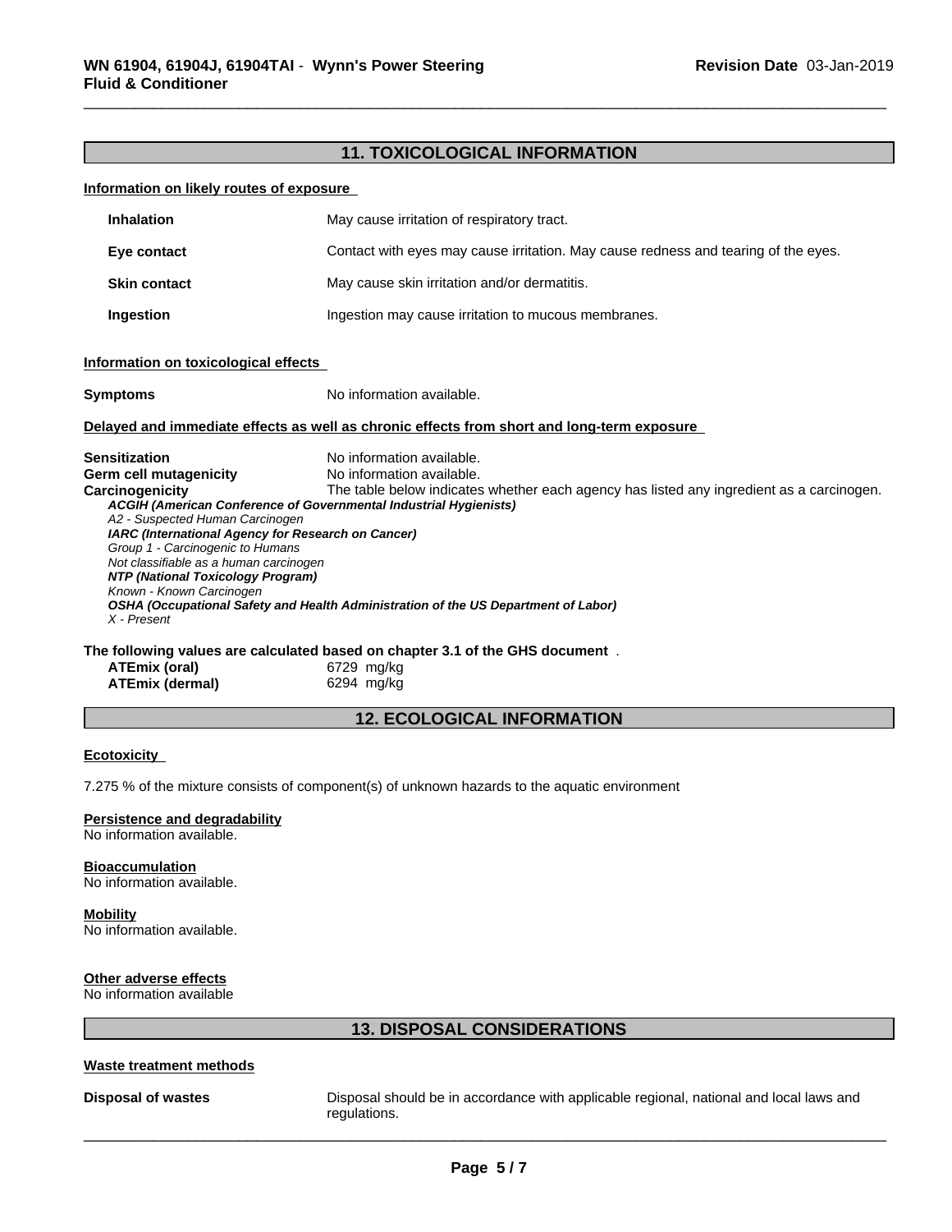## 11. TOXICOLOGICAL INFORMATION

**Information on likely routes of exposure**

| | |
|---|---|
| **Inhalation** | May cause irritation of respiratory tract. |
| **Eye contact** | Contact with eyes may cause irritation. May cause redness and tearing of the eyes. |
| **Skin contact** | May cause skin irritation and/or dermatitis. |
| **Ingestion** | Ingestion may cause irritation to mucous membranes. |

**Information on toxicological effects**

**Symptoms** No information available.

**Delayed and immediate effects as well as chronic effects from short and long-term exposure**

**Sensitization** No information available.
**Germ cell mutagenicity** No information available.
**Carcinogenicity** The table below indicates whether each agency has listed any ingredient as a carcinogen.

***ACGIH (American Conference of Governmental Industrial Hygienists)***
*A2 - Suspected Human Carcinogen*
***IARC (International Agency for Research on Cancer)***
*Group 1 - Carcinogenic to Humans*
*Not classifiable as a human carcinogen*
***NTP (National Toxicology Program)***
*Known - Known Carcinogen*
***OSHA (Occupational Safety and Health Administration of the US Department of Labor)***
*X - Present*

**The following values are calculated based on chapter 3.1 of the GHS document** .

| | |
|---|---|
| **ATEmix (oral)** | 6729 mg/kg |
| **ATEmix (dermal)** | 6294 mg/kg |

## 12. ECOLOGICAL INFORMATION

**Ecotoxicity**

7.275 % of the mixture consists of component(s) of unknown hazards to the aquatic environment

**Persistence and degradability**
No information available.

**Bioaccumulation**
No information available.

**Mobility**
No information available.

**Other adverse effects**
No information available

## 13. DISPOSAL CONSIDERATIONS

**Waste treatment methods**

**Disposal of wastes** Disposal should be in accordance with applicable regional, national and local laws and regulations.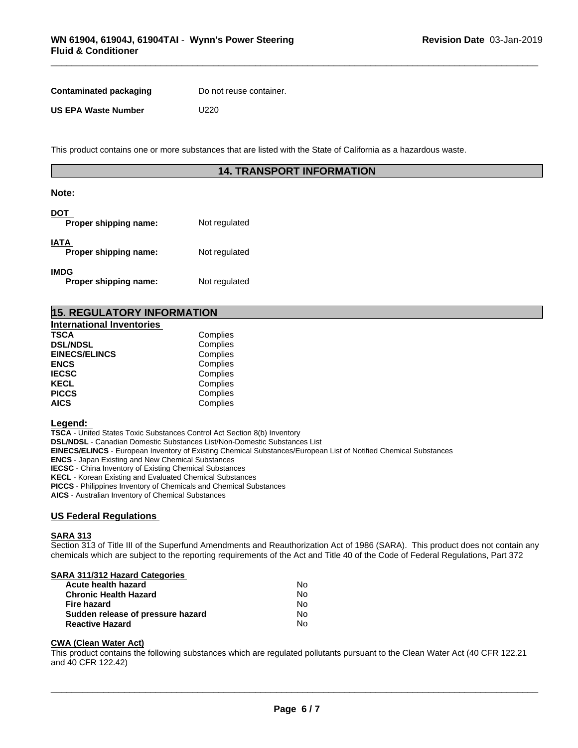| | |
|---|---|
| **Contaminated packaging** | Do not reuse container. |
| **US EPA Waste Number** | U220 |

This product contains one or more substances that are listed with the State of California as a hazardous waste.

## 14. TRANSPORT INFORMATION

**Note:**

**DOT**

| | |
|---|---|
| **Proper shipping name:** | Not regulated |

**IATA**

| | |
|---|---|
| **Proper shipping name:** | Not regulated |

**IMDG**

| | |
|---|---|
| **Proper shipping name:** | Not regulated |

## 15. REGULATORY INFORMATION

**International Inventories**

| | |
|---|---|
| **TSCA** | Complies |
| **DSL/NDSL** | Complies |
| **EINECS/ELINCS** | Complies |
| **ENCS** | Complies |
| **IECSC** | Complies |
| **KECL** | Complies |
| **PICCS** | Complies |
| **AICS** | Complies |

**Legend:**

**TSCA** - United States Toxic Substances Control Act Section 8(b) Inventory
**DSL/NDSL** - Canadian Domestic Substances List/Non-Domestic Substances List
**EINECS/ELINCS** - European Inventory of Existing Chemical Substances/European List of Notified Chemical Substances
**ENCS** - Japan Existing and New Chemical Substances
**IECSC** - China Inventory of Existing Chemical Substances
**KECL** - Korean Existing and Evaluated Chemical Substances
**PICCS** - Philippines Inventory of Chemicals and Chemical Substances
**AICS** - Australian Inventory of Chemical Substances

### US Federal Regulations

**SARA 313**

Section 313 of Title III of the Superfund Amendments and Reauthorization Act of 1986 (SARA). This product does not contain any chemicals which are subject to the reporting requirements of the Act and Title 40 of the Code of Federal Regulations, Part 372

**SARA 311/312 Hazard Categories**

| | |
|---|---|
| **Acute health hazard** | No |
| **Chronic Health Hazard** | No |
| **Fire hazard** | No |
| **Sudden release of pressure hazard** | No |
| **Reactive Hazard** | No |

**CWA (Clean Water Act)**

This product contains the following substances which are regulated pollutants pursuant to the Clean Water Act (40 CFR 122.21 and 40 CFR 122.42)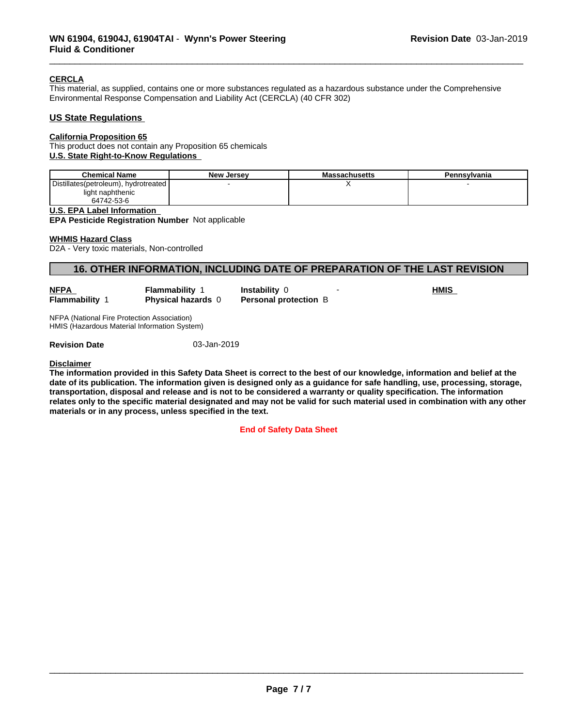**CERCLA**

This material, as supplied, contains one or more substances regulated as a hazardous substance under the Comprehensive Environmental Response Compensation and Liability Act (CERCLA) (40 CFR 302)

## US State Regulations

**California Proposition 65**

This product does not contain any Proposition 65 chemicals

**U.S. State Right-to-Know Regulations**

| Chemical Name | New Jersey | Massachusetts | Pennsylvania |
|---|---|---|---|
| Distillates(petroleum), hydrotreated light naphthenic 64742-53-6 | - | X | - |

**U.S. EPA Label Information**

**EPA Pesticide Registration Number** Not applicable

**WHMIS Hazard Class**

D2A - Very toxic materials, Non-controlled

## 16. OTHER INFORMATION, INCLUDING DATE OF PREPARATION OF THE LAST REVISION

| NFPA | | | | HMIS |
|---|---|---|---|---|
| **Flammability** 1 | **Flammability** 1 | **Instability** 0 | - | |
| | **Physical hazards** 0 | **Personal protection** B | | |

NFPA (National Fire Protection Association)
HMIS (Hazardous Material Information System)

**Revision Date** 03-Jan-2019

**Disclaimer**

**The information provided in this Safety Data Sheet is correct to the best of our knowledge, information and belief at the date of its publication. The information given is designed only as a guidance for safe handling, use, processing, storage, transportation, disposal and release and is not to be considered a warranty or quality specification. The information relates only to the specific material designated and may not be valid for such material used in combination with any other materials or in any process, unless specified in the text.**

**End of Safety Data Sheet**